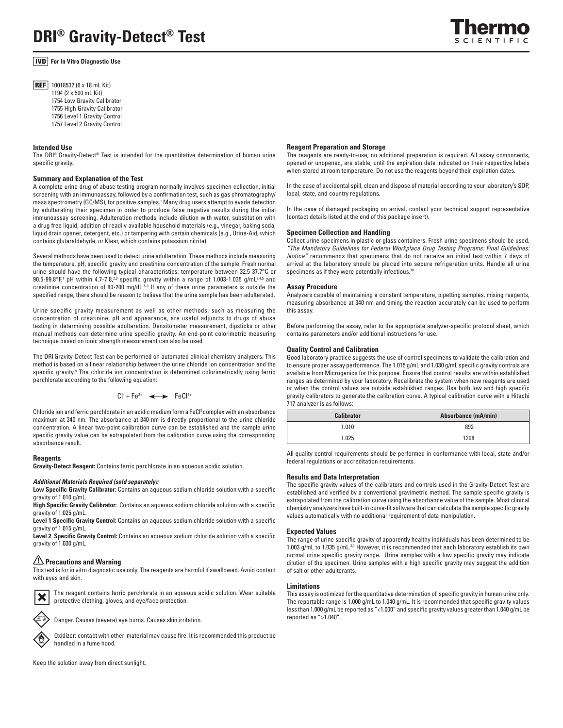# DRI® Gravity-Detect® Test

**IVD** **For In Vitro Diagnostic Use**

**REF** 10018532 (6 x 18 mL Kit)
1194 (2 x 500 mL Kit)
1754 Low Gravity Calibrator
1755 High Gravity Calibrator
1756 Level 1 Gravity Control
1757 Level 2 Gravity Control

## Intended Use

The DRI® Gravity-Detect® Test is intended for the quantitative determination of human urine specific gravity.

## Summary and Explanation of the Test

A complete urine drug of abuse testing program normally involves specimen collection, initial screening with an immunoassay, followed by a confirmation test, such as gas chromatography/mass spectrometry (GC/MS), for positive samples.[1] Many drug users attempt to evade detection by adulterating their specimen in order to produce false negative results during the initial immunoassay screening. Adulteration methods include dilution with water, substitution with a drug free liquid, addition of readily available household materials (e.g., vinegar, baking soda, liquid drain opener, detergent, etc.) or tampering with certain chemicals (e.g., Urine-Aid, which contains glutaraldehyde, or Klear, which contains potassium nitrite).

Several methods have been used to detect urine adulteration. These methods include measuring the temperature, pH, specific gravity and creatinine concentration of the sample. Fresh normal urine should have the following typical characteristics: temperature between 32.5-37.7°C or 90.5-99.8°F,[1] pH within 4.7-7.8,[2,3] specific gravity within a range of 1.003-1.035 g/mL[2,4,5] and creatinine concentration of 80-200 mg/dL.[5-9] If any of these urine parameters is outside the specified range, there should be reason to believe that the urine sample has been adulterated.

Urine specific gravity measurement as well as other methods, such as measuring the concentration of creatinine, pH and appearance, are useful adjuncts to drugs of abuse testing in determining possible adulteration. Densitometer measurement, dipsticks or other manual methods can determine urine specific gravity. An end-point colorimetric measuring technique based on ionic strength measurement can also be used.

The DRI Gravity-Detect Test can be performed on automated clinical chemistry analyzers. This method is based on a linear relationship between the urine chloride ion concentration and the specific gravity.[9] The chloride ion concentration is determined colorimetrically using ferric perchlorate according to the following equation:

$$Cl^- + Fe^{3+} \longleftrightarrow FeCl^{2+}$$

Chloride ion and ferric perchlorate in an acidic medium form a $FeCl^2$ complex with an absorbance maximum at 340 nm. The absorbance at 340 nm is directly proportional to the urine chloride concentration. A linear two-point calibration curve can be established and the sample urine specific gravity value can be extrapolated from the calibration curve using the corresponding absorbance result.

## Reagents

**Gravity-Detect Reagent:** Contains ferric perchlorate in an aqueous acidic solution.

***Additional Materials Required (sold separately):***

**Low Specific Gravity Calibrator:** Contains an aqueous sodium chloride solution with a specific gravity of 1.010 g/mL.

**High Specific Gravity Calibrator:** Contains an aqueous sodium chloride solution with a specific gravity of 1.025 g/mL.

**Level 1 Specific Gravity Control:** Contains an aqueous sodium chloride solution with a specific gravity of 1.015 g/mL.

**Level 2 Specific Gravity Control:** Contains an aqueous sodium chloride solution with a specific gravity of 1.030 g/mL.

## Precautions and Warning

This test is for in vitro diagnostic use only. The reagents are harmful if swallowed. Avoid contact with eyes and skin.

The reagent contains ferric perchlorate in an aqueous acidic solution. Wear suitable protective clothing, gloves, and eye/face protection.

Danger. Causes (severe) eye burns. Causes skin irritation.

Oxidizer: contact with other material may cause fire. It is recommended this product be handled in a fume hood.

Keep the solution away from direct sunlight.

## Reagent Preparation and Storage

The reagents are ready-to-use, no additional preparation is required. All assay components, opened or unopened, are stable, until the expiration date indicated on their respective labels when stored at room temperature. Do not use the reagents beyond their expiration dates.

In the case of accidental spill, clean and dispose of material according to your laboratory's SOP, local, state, and country regulations.

In the case of damaged packaging on arrival, contact your technical support representative (contact details listed at the end of this package insert).

## Specimen Collection and Handling

Collect urine specimens in plastic or glass containers. Fresh urine specimens should be used. *"The Mandatory Guidelines for Federal Workplace Drug Testing Programs: Final Guidelines: Notice"* recommends that specimens that do not receive an initial test within 7 days of arrival at the laboratory should be placed into secure refrigeration units. Handle all urine specimens as if they were potentially infectious.[10]

## Assay Procedure

Analyzers capable of maintaining a constant temperature, pipetting samples, mixing reagents, measuring absorbance at 340 nm and timing the reaction accurately can be used to perform this assay.

Before performing the assay, refer to the appropriate analyzer-specific protocol sheet, which contains parameters and/or additional instructions for use.

## Quality Control and Calibration

Good laboratory practice suggests the use of control specimens to validate the calibration and to ensure proper assay performance. The 1.015 g/mL and 1.030 g/mL specific gravity controls are available from Microgenics for this purpose. Ensure that control results are within established ranges as determined by your laboratory. Recalibrate the system when new reagents are used or when the control values are outside established ranges. Use both low and high specific gravity calibrators to generate the calibration curve. A typical calibration curve with a Hitachi 717 analyzer is as follows:

| Calibrator | Absorbance (mA/min) |
|---|---|
| 1.010 | 892 |
| 1.025 | 1208 |

All quality control requirements should be performed in conformance with local, state and/or federal regulations or accreditation requirements.

## Results and Data Interpretation

The specific gravity values of the calibrators and controls used in the Gravity-Detect Test are established and verified by a conventional gravimetric method. The sample specific gravity is extrapolated from the calibration curve using the absorbance value of the sample. Most clinical chemistry analyzers have built-in curve-fit software that can calculate the sample specific gravity values automatically with no additional requirement of data manipulation.

## Expected Values

The range of urine specific gravity of apparently healthy individuals has been determined to be 1.003 g/mL to 1.035 g/mL.[2,3] However, it is recommended that each laboratory establish its own normal urine specific gravity range. Urine samples with a low specific gravity may indicate dilution of the specimen. Urine samples with a high specific gravity may suggest the addition of salt or other adulterants.

## Limitations

This assay is optimized for the quantitative determination of specific gravity in human urine only. The reportable range is 1.000 g/mL to 1.040 g/mL. It is recommended that specific gravity values less than 1.000 g/mL be reported as "<1.000" and specific gravity values greater than 1.040 g/mL be reported as ">1.040".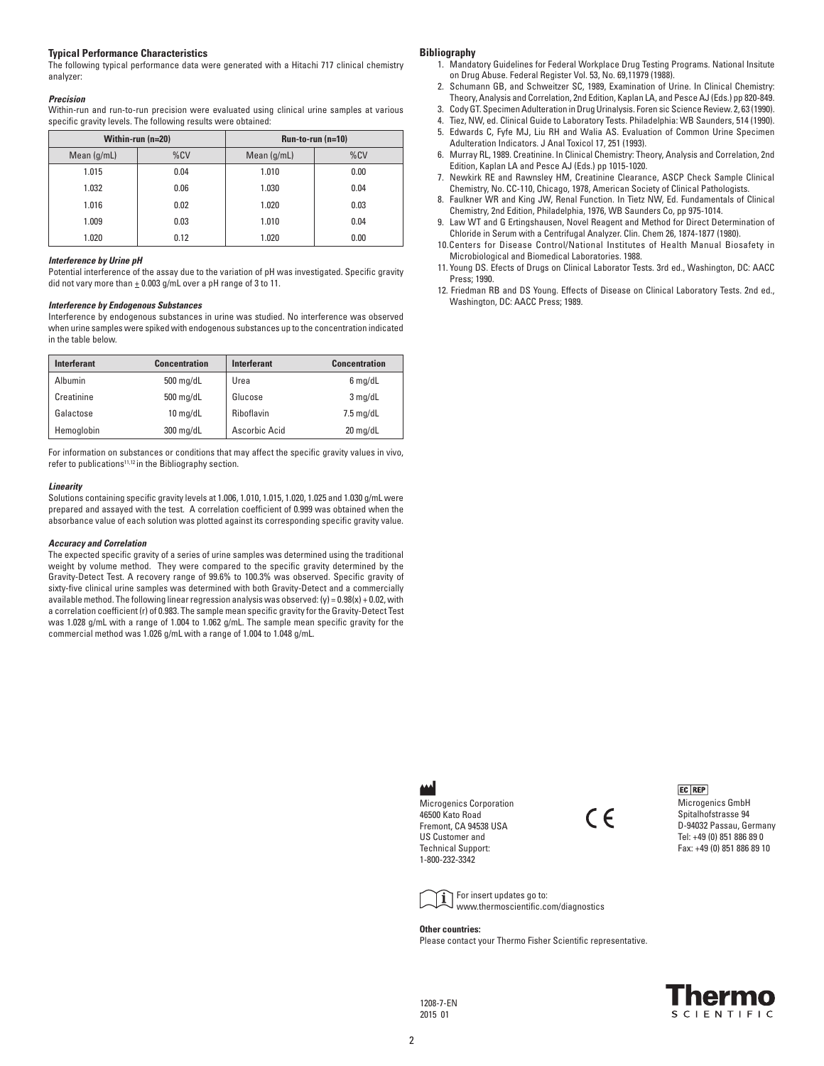### Typical Performance Characteristics

The following typical performance data were generated with a Hitachi 717 clinical chemistry analyzer:

#### *Precision*

Within-run and run-to-run precision were evaluated using clinical urine samples at various specific gravity levels. The following results were obtained:

| Within-run (n=20) | | Run-to-run (n=10) | |
|---|---|---|---|
| Mean (g/mL) | %CV | Mean (g/mL) | %CV |
| 1.015 | 0.04 | 1.010 | 0.00 |
| 1.032 | 0.06 | 1.030 | 0.04 |
| 1.016 | 0.02 | 1.020 | 0.03 |
| 1.009 | 0.03 | 1.010 | 0.04 |
| 1.020 | 0.12 | 1.020 | 0.00 |

#### *Interference by Urine pH*

Potential interference of the assay due to the variation of pH was investigated. Specific gravity did not vary more than $\pm$ 0.003 g/mL over a pH range of 3 to 11.

#### *Interference by Endogenous Substances*

Interference by endogenous substances in urine was studied. No interference was observed when urine samples were spiked with endogenous substances up to the concentration indicated in the table below.

| Interferant | Concentration | Interferant | Concentration |
|---|---|---|---|
| Albumin | 500 mg/dL | Urea | 6 mg/dL |
| Creatinine | 500 mg/dL | Glucose | 3 mg/dL |
| Galactose | 10 mg/dL | Riboflavin | 7.5 mg/dL |
| Hemoglobin | 300 mg/dL | Ascorbic Acid | 20 mg/dL |

For information on substances or conditions that may affect the specific gravity values in vivo, refer to publications[11,12] in the Bibliography section.

#### *Linearity*

Solutions containing specific gravity levels at 1.006, 1.010, 1.015, 1.020, 1.025 and 1.030 g/mL were prepared and assayed with the test. A correlation coefficient of 0.999 was obtained when the absorbance value of each solution was plotted against its corresponding specific gravity value.

#### *Accuracy and Correlation*

The expected specific gravity of a series of urine samples was determined using the traditional weight by volume method. They were compared to the specific gravity determined by the Gravity-Detect Test. A recovery range of 99.6% to 100.3% was observed. Specific gravity of sixty-five clinical urine samples was determined with both Gravity-Detect and a commercially available method. The following linear regression analysis was observed: $(y) = 0.98(x) + 0.02$, with a correlation coefficient (r) of 0.983. The sample mean specific gravity for the Gravity-Detect Test was 1.028 g/mL with a range of 1.004 to 1.062 g/mL. The sample mean specific gravity for the commercial method was 1.026 g/mL with a range of 1.004 to 1.048 g/mL.

### Bibliography

1. Mandatory Guidelines for Federal Workplace Drug Testing Programs. National Insitute on Drug Abuse. Federal Register Vol. 53, No. 69,11979 (1988).
2. Schumann GB, and Schweitzer SC, 1989, Examination of Urine. In Clinical Chemistry: Theory, Analysis and Correlation, 2nd Edition, Kaplan LA, and Pesce AJ (Eds.) pp 820-849.
3. Cody GT. Specimen Adulteration in Drug Urinalysis. Foren sic Science Review. 2, 63 (1990).
4. Tiez, NW, ed. Clinical Guide to Laboratory Tests. Philadelphia: WB Saunders, 514 (1990).
5. Edwards C, Fyfe MJ, Liu RH and Walia AS. Evaluation of Common Urine Specimen Adulteration Indicators. J Anal Toxicol 17, 251 (1993).
6. Murray RL, 1989. Creatinine. In Clinical Chemistry: Theory, Analysis and Correlation, 2nd Edition, Kaplan LA and Pesce AJ (Eds.) pp 1015-1020.
7. Newkirk RE and Rawnsley HM, Creatinine Clearance, ASCP Check Sample Clinical Chemistry, No. CC-110, Chicago, 1978, American Society of Clinical Pathologists.
8. Faulkner WR and King JW, Renal Function. In Tietz NW, Ed. Fundamentals of Clinical Chemistry, 2nd Edition, Philadelphia, 1976, WB Saunders Co, pp 975-1014.
9. Law WT and G Ertingshausen, Novel Reagent and Method for Direct Determination of Chloride in Serum with a Centrifugal Analyzer. Clin. Chem 26, 1874-1877 (1980).
10. Centers for Disease Control/National Institutes of Health Manual Biosafety in Microbiological and Biomedical Laboratories. 1988.
11. Young DS. Efects of Drugs on Clinical Laborator Tests. 3rd ed., Washington, DC: AACC Press; 1990.
12. Friedman RB and DS Young. Effects of Disease on Clinical Laboratory Tests. 2nd ed., Washington, DC: AACC Press; 1989.

Microgenics Corporation
46500 Kato Road
Fremont, CA 94538 USA
US Customer and Technical Support:
1-800-232-3342

CE

EC REP
Microgenics GmbH
Spitalhofstrasse 94
D-94032 Passau, Germany
Tel: +49 (0) 851 886 89 0
Fax: +49 (0) 851 886 89 10

For insert updates go to:
www.thermoscientific.com/diagnostics

**Other countries:**
Please contact your Thermo Fisher Scientific representative.

1208-7-EN
2015 01

Thermo SCIENTIFIC